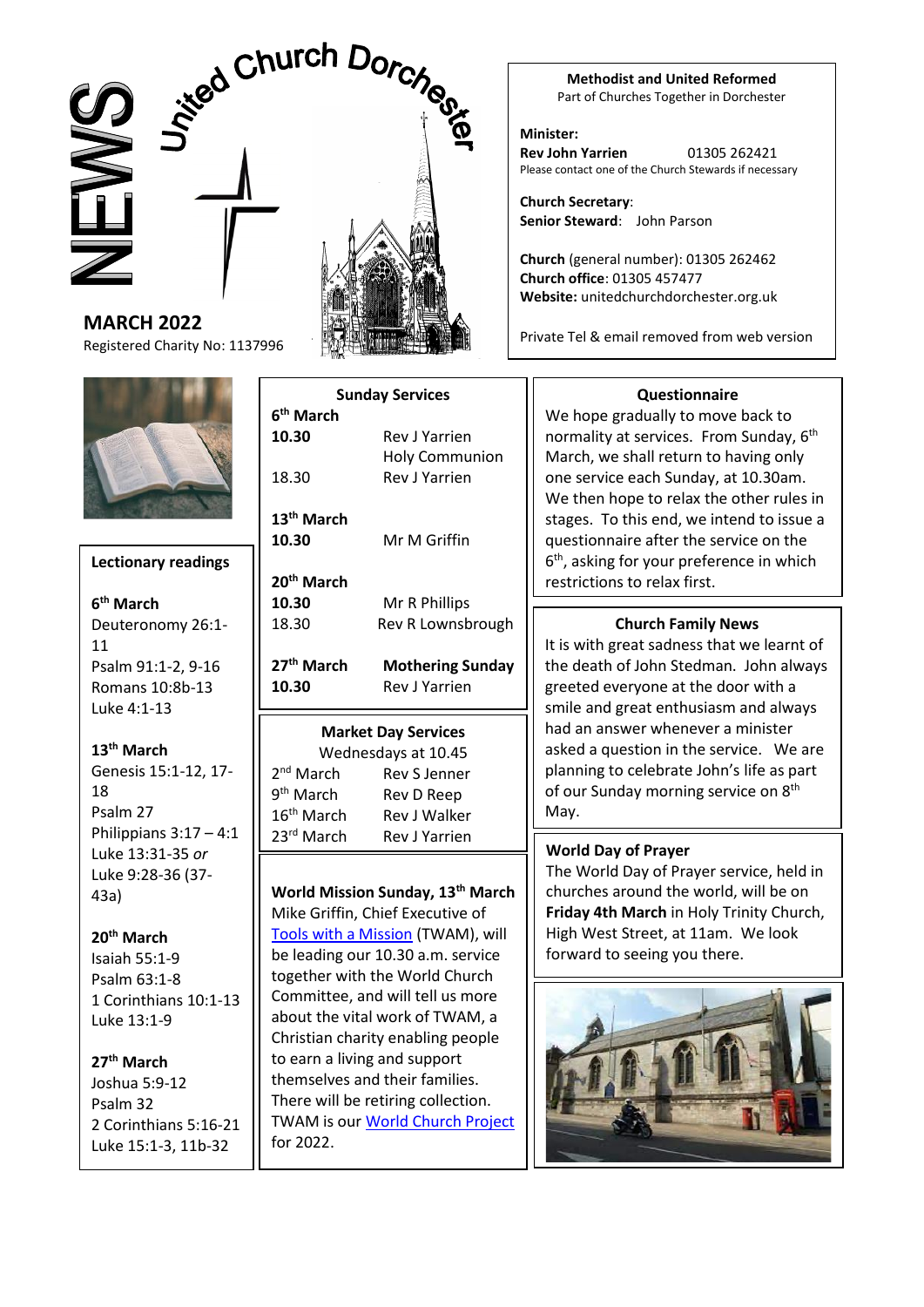# NEWS

## United Church Dorchester

**MARCH 2022**

Registered Charity No: 1137996

**Methodist and United Reformed**
Part of Churches Together in Dorchester

**Minister:**
**Rev John Yarrien** 01305 262421
Please contact one of the Church Stewards if necessary

**Church Secretary**:
**Senior Steward**: John Parson

**Church** (general number): 01305 262462
**Church office**: 01305 457477
**Website:** unitedchurchdorchester.org.uk

Private Tel & email removed from web version

### Lectionary readings

**6th March**
Deuteronomy 26:1-11
Psalm 91:1-2, 9-16
Romans 10:8b-13
Luke 4:1-13

**13th March**
Genesis 15:1-12, 17-18
Psalm 27
Philippians 3:17 – 4:1
Luke 13:31-35 *or* Luke 9:28-36 (37-43a)

**20th March**
Isaiah 55:1-9
Psalm 63:1-8
1 Corinthians 10:1-13
Luke 13:1-9

**27th March**
Joshua 5:9-12
Psalm 32
2 Corinthians 5:16-21
Luke 15:1-3, 11b-32

### Sunday Services

| | |
|---|---|
| **6th March** | |
| **10.30** | Rev J Yarrien<br>Holy Communion |
| 18.30 | Rev J Yarrien |
| **13th March** | |
| **10.30** | Mr M Griffin |
| **20th March** | |
| **10.30** | Mr R Phillips |
| 18.30 | Rev R Lownsbrough |
| **27th March** | **Mothering Sunday** |
| **10.30** | Rev J Yarrien |

### Market Day Services

Wednesdays at 10.45

| | |
|---|---|
| 2nd March | Rev S Jenner |
| 9th March | Rev D Reep |
| 16th March | Rev J Walker |
| 23rd March | Rev J Yarrien |

**World Mission Sunday, 13th March**

Mike Griffin, Chief Executive of Tools with a Mission (TWAM), will be leading our 10.30 a.m. service together with the World Church Committee, and will tell us more about the vital work of TWAM, a Christian charity enabling people to earn a living and support themselves and their families. There will be retiring collection. TWAM is our World Church Project for 2022.

### Questionnaire

We hope gradually to move back to normality at services. From Sunday, 6th March, we shall return to having only one service each Sunday, at 10.30am. We then hope to relax the other rules in stages. To this end, we intend to issue a questionnaire after the service on the 6th, asking for your preference in which restrictions to relax first.

### Church Family News

It is with great sadness that we learnt of the death of John Stedman. John always greeted everyone at the door with a smile and great enthusiasm and always had an answer whenever a minister asked a question in the service. We are planning to celebrate John's life as part of our Sunday morning service on 8th May.

### World Day of Prayer

The World Day of Prayer service, held in churches around the world, will be on **Friday 4th March** in Holy Trinity Church, High West Street, at 11am. We look forward to seeing you there.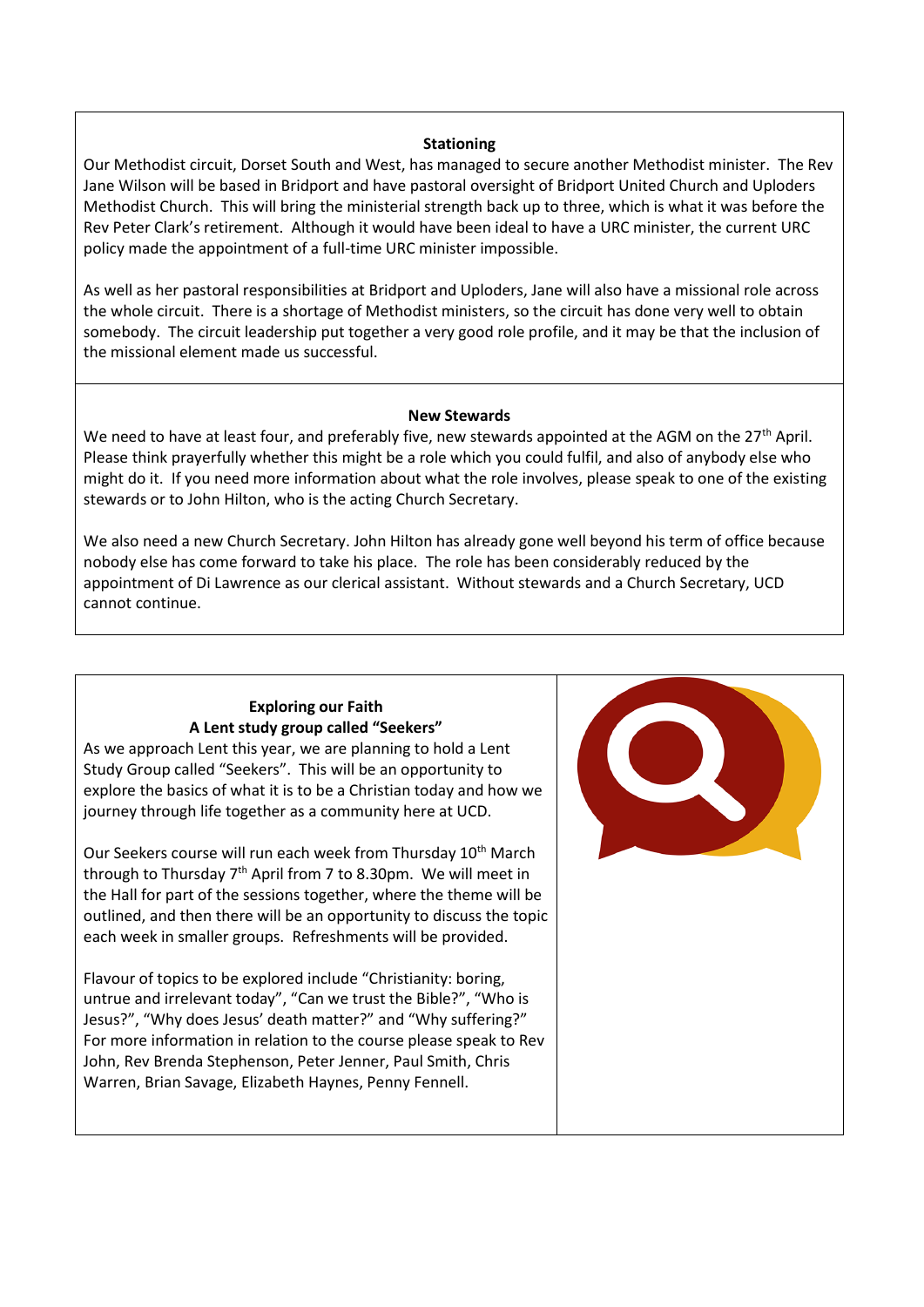## Stationing

Our Methodist circuit, Dorset South and West, has managed to secure another Methodist minister. The Rev Jane Wilson will be based in Bridport and have pastoral oversight of Bridport United Church and Uploders Methodist Church. This will bring the ministerial strength back up to three, which is what it was before the Rev Peter Clark's retirement. Although it would have been ideal to have a URC minister, the current URC policy made the appointment of a full-time URC minister impossible.

As well as her pastoral responsibilities at Bridport and Uploders, Jane will also have a missional role across the whole circuit. There is a shortage of Methodist ministers, so the circuit has done very well to obtain somebody. The circuit leadership put together a very good role profile, and it may be that the inclusion of the missional element made us successful.

## New Stewards

We need to have at least four, and preferably five, new stewards appointed at the AGM on the 27th April. Please think prayerfully whether this might be a role which you could fulfil, and also of anybody else who might do it. If you need more information about what the role involves, please speak to one of the existing stewards or to John Hilton, who is the acting Church Secretary.

We also need a new Church Secretary. John Hilton has already gone well beyond his term of office because nobody else has come forward to take his place. The role has been considerably reduced by the appointment of Di Lawrence as our clerical assistant. Without stewards and a Church Secretary, UCD cannot continue.

## Exploring our Faith
### A Lent study group called "Seekers"

As we approach Lent this year, we are planning to hold a Lent Study Group called "Seekers". This will be an opportunity to explore the basics of what it is to be a Christian today and how we journey through life together as a community here at UCD.

Our Seekers course will run each week from Thursday 10th March through to Thursday 7th April from 7 to 8.30pm. We will meet in the Hall for part of the sessions together, where the theme will be outlined, and then there will be an opportunity to discuss the topic each week in smaller groups. Refreshments will be provided.

Flavour of topics to be explored include "Christianity: boring, untrue and irrelevant today", "Can we trust the Bible?", "Who is Jesus?", "Why does Jesus' death matter?" and "Why suffering?" For more information in relation to the course please speak to Rev John, Rev Brenda Stephenson, Peter Jenner, Paul Smith, Chris Warren, Brian Savage, Elizabeth Haynes, Penny Fennell.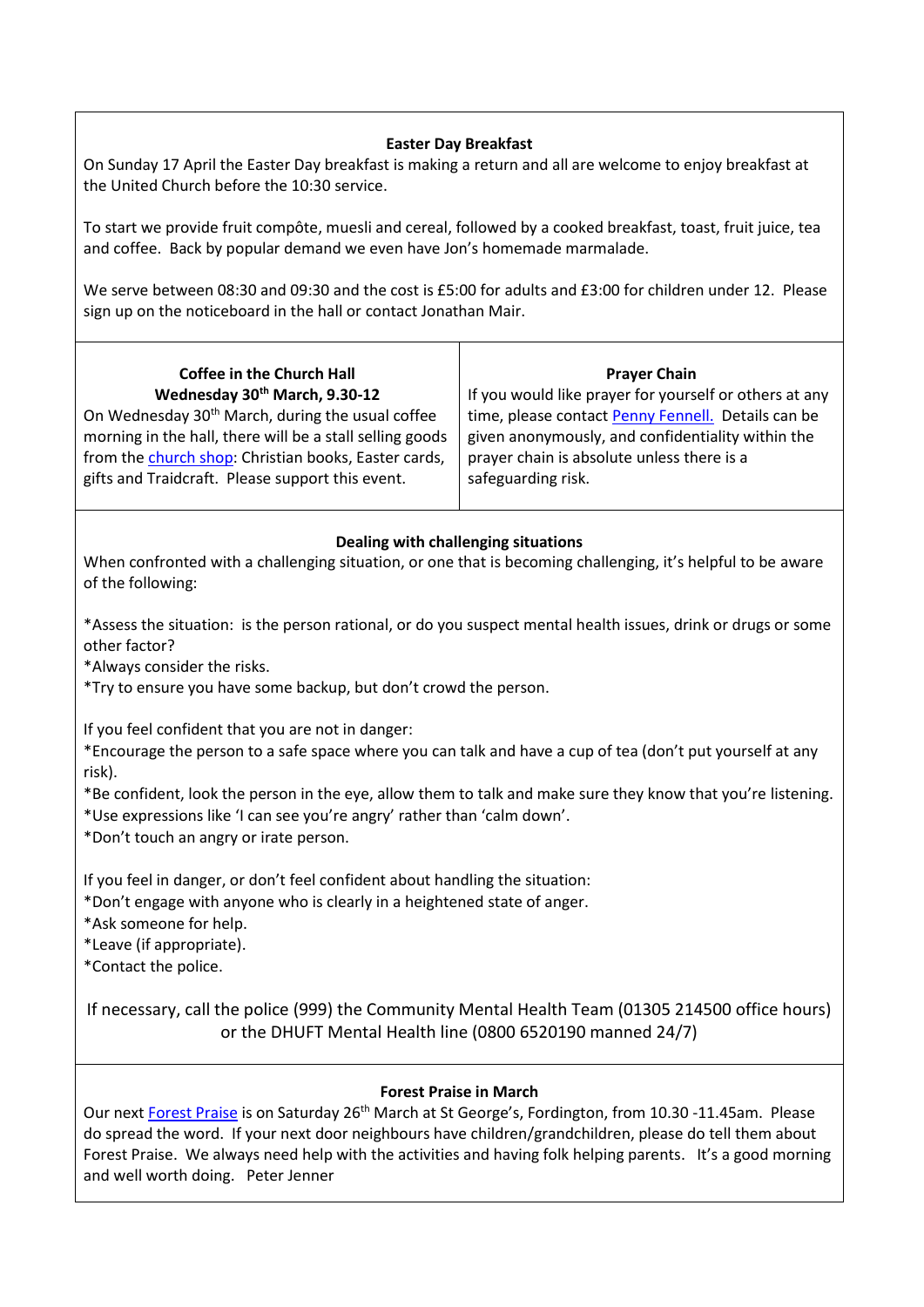## Easter Day Breakfast

On Sunday 17 April the Easter Day breakfast is making a return and all are welcome to enjoy breakfast at the United Church before the 10:30 service.

To start we provide fruit compôte, muesli and cereal, followed by a cooked breakfast, toast, fruit juice, tea and coffee. Back by popular demand we even have Jon's homemade marmalade.

We serve between 08:30 and 09:30 and the cost is £5:00 for adults and £3:00 for children under 12. Please sign up on the noticeboard in the hall or contact Jonathan Mair.

## Coffee in the Church Hall Wednesday 30th March, 9.30-12

On Wednesday 30th March, during the usual coffee morning in the hall, there will be a stall selling goods from the church shop: Christian books, Easter cards, gifts and Traidcraft. Please support this event.

## Prayer Chain

If you would like prayer for yourself or others at any time, please contact Penny Fennell. Details can be given anonymously, and confidentiality within the prayer chain is absolute unless there is a safeguarding risk.

## Dealing with challenging situations

When confronted with a challenging situation, or one that is becoming challenging, it's helpful to be aware of the following:

*Assess the situation: is the person rational, or do you suspect mental health issues, drink or drugs or some other factor?
*Always consider the risks.
*Try to ensure you have some backup, but don't crowd the person.

If you feel confident that you are not in danger:
*Encourage the person to a safe space where you can talk and have a cup of tea (don't put yourself at any risk).
*Be confident, look the person in the eye, allow them to talk and make sure they know that you're listening.
*Use expressions like 'I can see you're angry' rather than 'calm down'.
*Don't touch an angry or irate person.

If you feel in danger, or don't feel confident about handling the situation:
*Don't engage with anyone who is clearly in a heightened state of anger.
*Ask someone for help.
*Leave (if appropriate).
*Contact the police.

If necessary, call the police (999) the Community Mental Health Team (01305 214500 office hours) or the DHUFT Mental Health line (0800 6520190 manned 24/7)

## Forest Praise in March

Our next Forest Praise is on Saturday 26th March at St George's, Fordington, from 10.30 -11.45am. Please do spread the word. If your next door neighbours have children/grandchildren, please do tell them about Forest Praise. We always need help with the activities and having folk helping parents. It's a good morning and well worth doing. Peter Jenner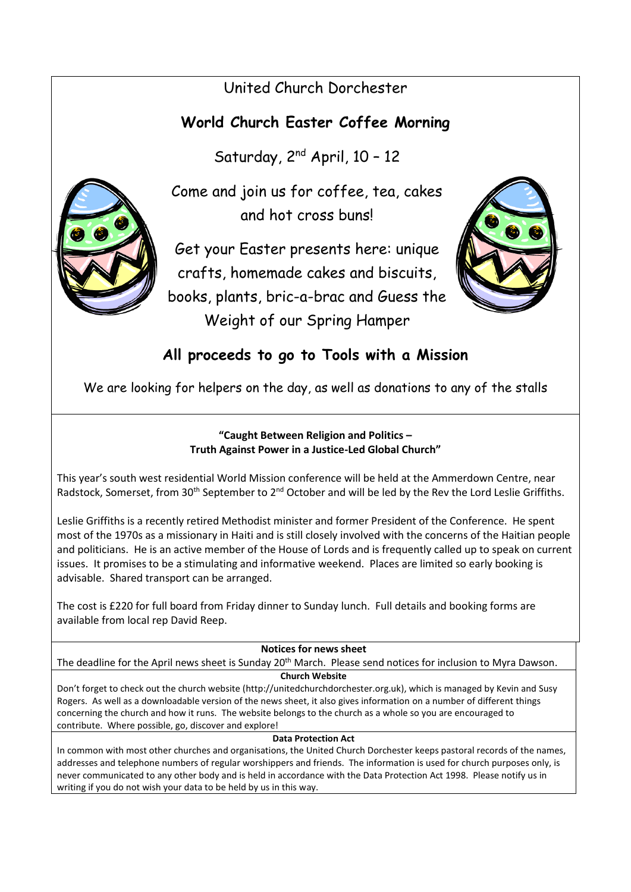United Church Dorchester

## World Church Easter Coffee Morning

Saturday, 2nd April, 10 – 12

Come and join us for coffee, tea, cakes and hot cross buns!

Get your Easter presents here: unique crafts, homemade cakes and biscuits, books, plants, bric-a-brac and Guess the Weight of our Spring Hamper

## All proceeds to go to Tools with a Mission

We are looking for helpers on the day, as well as donations to any of the stalls

---

### "Caught Between Religion and Politics – Truth Against Power in a Justice-Led Global Church"

This year's south west residential World Mission conference will be held at the Ammerdown Centre, near Radstock, Somerset, from 30th September to 2nd October and will be led by the Rev the Lord Leslie Griffiths.

Leslie Griffiths is a recently retired Methodist minister and former President of the Conference. He spent most of the 1970s as a missionary in Haiti and is still closely involved with the concerns of the Haitian people and politicians. He is an active member of the House of Lords and is frequently called up to speak on current issues. It promises to be a stimulating and informative weekend. Places are limited so early booking is advisable. Shared transport can be arranged.

The cost is £220 for full board from Friday dinner to Sunday lunch. Full details and booking forms are available from local rep David Reep.

---

**Notices for news sheet**

The deadline for the April news sheet is Sunday 20th March. Please send notices for inclusion to Myra Dawson.

**Church Website**

Don't forget to check out the church website (http://unitedchurchdorchester.org.uk), which is managed by Kevin and Susy Rogers. As well as a downloadable version of the news sheet, it also gives information on a number of different things concerning the church and how it runs. The website belongs to the church as a whole so you are encouraged to contribute. Where possible, go, discover and explore!

**Data Protection Act**

In common with most other churches and organisations, the United Church Dorchester keeps pastoral records of the names, addresses and telephone numbers of regular worshippers and friends. The information is used for church purposes only, is never communicated to any other body and is held in accordance with the Data Protection Act 1998. Please notify us in writing if you do not wish your data to be held by us in this way.